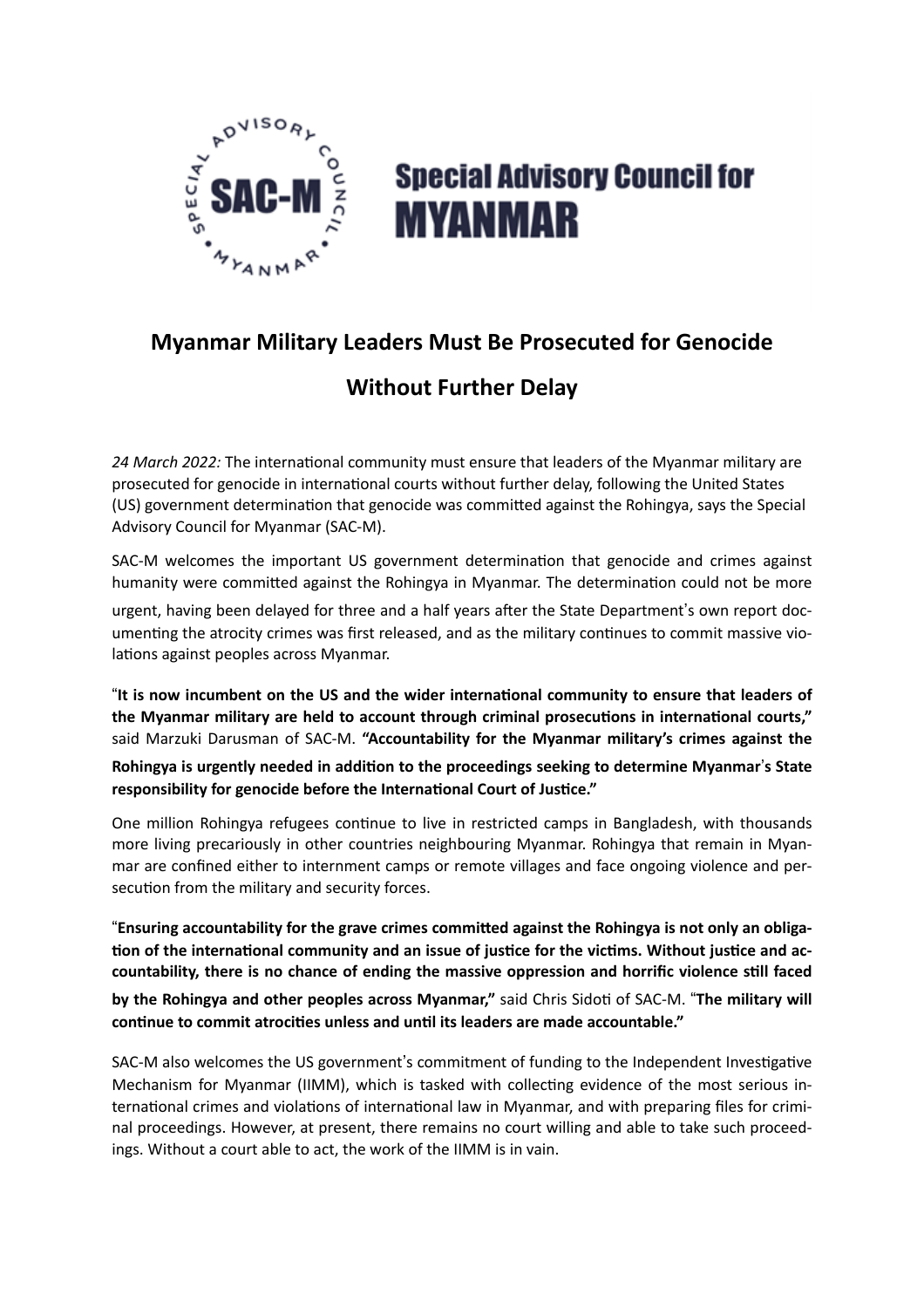**Special Advisory Council for MYANMAR**

# Myanmar Military Leaders Must Be Prosecuted for Genocide Without Further Delay

*24 March 2022:* The international community must ensure that leaders of the Myanmar military are prosecuted for genocide in international courts without further delay, following the United States (US) government determination that genocide was committed against the Rohingya, says the Special Advisory Council for Myanmar (SAC-M).

SAC-M welcomes the important US government determination that genocide and crimes against humanity were committed against the Rohingya in Myanmar. The determination could not be more urgent, having been delayed for three and a half years after the State Department's own report documenting the atrocity crimes was first released, and as the military continues to commit massive violations against peoples across Myanmar.

"**It is now incumbent on the US and the wider international community to ensure that leaders of the Myanmar military are held to account through criminal prosecutions in international courts,"** said Marzuki Darusman of SAC-M. **"Accountability for the Myanmar military's crimes against the Rohingya is urgently needed in addition to the proceedings seeking to determine Myanmar's State responsibility for genocide before the International Court of Justice."**

One million Rohingya refugees continue to live in restricted camps in Bangladesh, with thousands more living precariously in other countries neighbouring Myanmar. Rohingya that remain in Myanmar are confined either to internment camps or remote villages and face ongoing violence and persecution from the military and security forces.

"**Ensuring accountability for the grave crimes committed against the Rohingya is not only an obligation of the international community and an issue of justice for the victims. Without justice and accountability, there is no chance of ending the massive oppression and horrific violence still faced by the Rohingya and other peoples across Myanmar,"** said Chris Sidoti of SAC-M. "**The military will continue to commit atrocities unless and until its leaders are made accountable."**

SAC-M also welcomes the US government's commitment of funding to the Independent Investigative Mechanism for Myanmar (IIMM), which is tasked with collecting evidence of the most serious international crimes and violations of international law in Myanmar, and with preparing files for criminal proceedings. However, at present, there remains no court willing and able to take such proceedings. Without a court able to act, the work of the IIMM is in vain.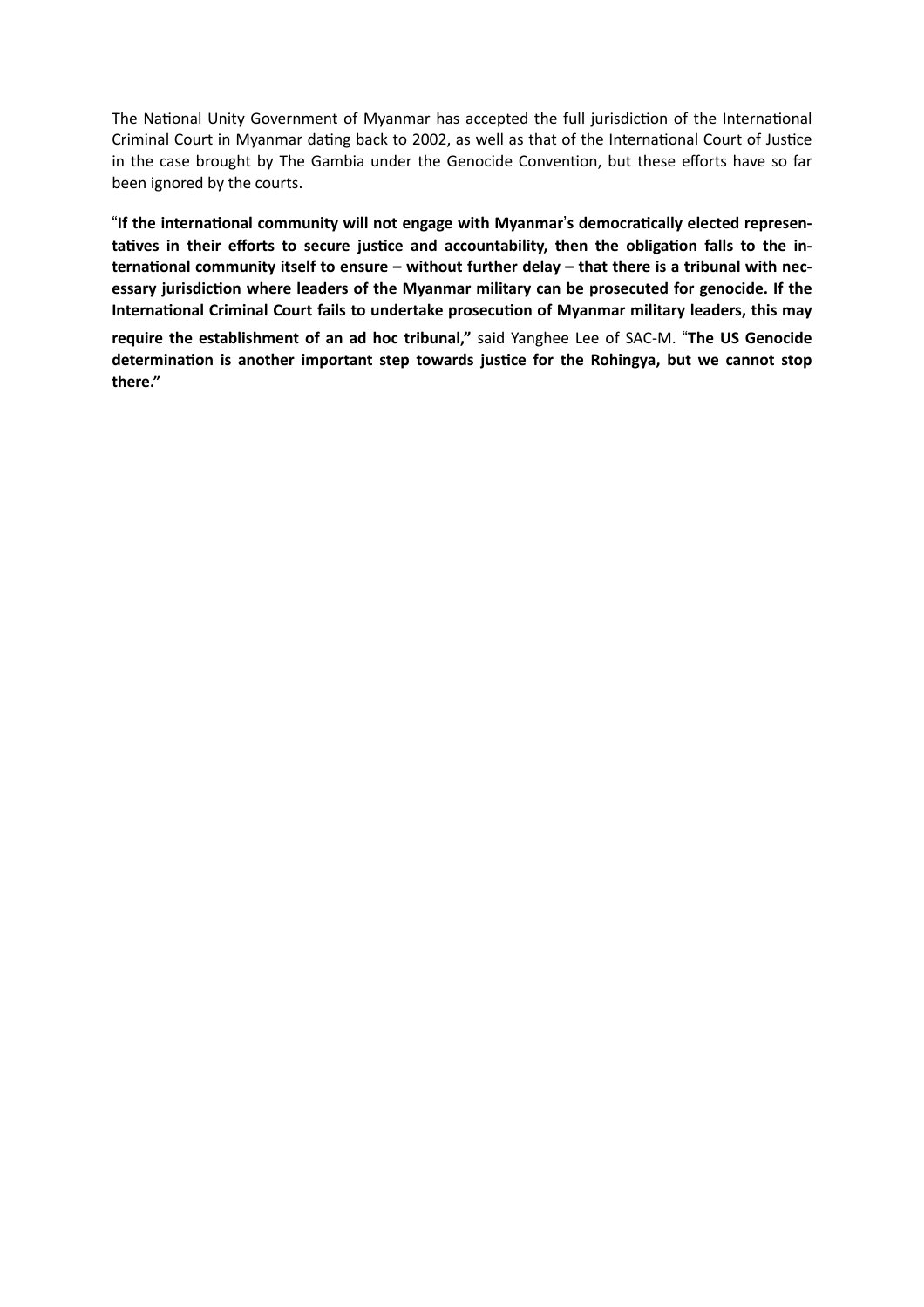The National Unity Government of Myanmar has accepted the full jurisdiction of the International Criminal Court in Myanmar dating back to 2002, as well as that of the International Court of Justice in the case brought by The Gambia under the Genocide Convention, but these efforts have so far been ignored by the courts.

"**If the international community will not engage with Myanmar's democratically elected representatives in their efforts to secure justice and accountability, then the obligation falls to the international community itself to ensure – without further delay – that there is a tribunal with necessary jurisdiction where leaders of the Myanmar military can be prosecuted for genocide. If the International Criminal Court fails to undertake prosecution of Myanmar military leaders, this may require the establishment of an ad hoc tribunal,"** said Yanghee Lee of SAC-M. "**The US Genocide determination is another important step towards justice for the Rohingya, but we cannot stop there."**